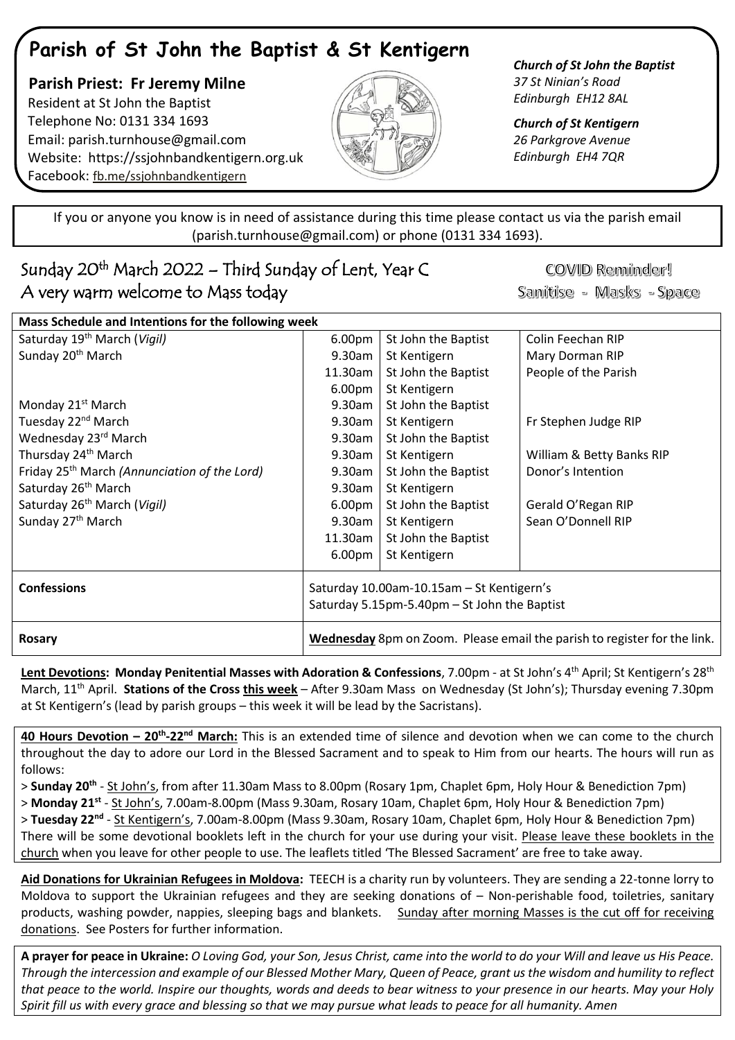# Parish of St John the Baptist & St Kentigern

**Parish Priest: Fr Jeremy Milne**
Resident at St John the Baptist
Telephone No: 0131 334 1693
Email: parish.turnhouse@gmail.com
Website: https://ssjohnbandkentigern.org.uk
Facebook: fb.me/ssjohnbandkentigern

***Church of St John the Baptist***
*37 St Ninian's Road*
*Edinburgh EH12 8AL*

***Church of St Kentigern***
*26 Parkgrove Avenue*
*Edinburgh EH4 7QR*

If you or anyone you know is in need of assistance during this time please contact us via the parish email (parish.turnhouse@gmail.com) or phone (0131 334 1693).

## Sunday 20th March 2022 – Third Sunday of Lent, Year C
## A very warm welcome to Mass today

**COVID Reminder!**
**Sanitise - Masks - Space**

| **Mass Schedule and Intentions for the following week** | | | |
|---|---|---|---|
| Saturday 19th March (*Vigil*) | 6.00pm | St John the Baptist | Colin Feechan RIP |
| Sunday 20th March | 9.30am | St Kentigern | Mary Dorman RIP |
| | 11.30am | St John the Baptist | People of the Parish |
| | 6.00pm | St Kentigern | |
| Monday 21st March | 9.30am | St John the Baptist | |
| Tuesday 22nd March | 9.30am | St Kentigern | Fr Stephen Judge RIP |
| Wednesday 23rd March | 9.30am | St John the Baptist | |
| Thursday 24th March | 9.30am | St Kentigern | William & Betty Banks RIP |
| Friday 25th March *(Annunciation of the Lord)* | 9.30am | St John the Baptist | Donor's Intention |
| Saturday 26th March | 9.30am | St Kentigern | |
| Saturday 26th March (*Vigil*) | 6.00pm | St John the Baptist | Gerald O'Regan RIP |
| Sunday 27th March | 9.30am | St Kentigern | Sean O'Donnell RIP |
| | 11.30am | St John the Baptist | |
| | 6.00pm | St Kentigern | |
| **Confessions** | Saturday 10.00am-10.15am – St Kentigern's<br>Saturday 5.15pm-5.40pm – St John the Baptist | | |
| **Rosary** | **Wednesday** 8pm on Zoom. Please email the parish to register for the link. | | |

**Lent Devotions: Monday Penitential Masses with Adoration & Confessions**, 7.00pm - at St John's 4th April; St Kentigern's 28th March, 11th April. **Stations of the Cross this week** – After 9.30am Mass on Wednesday (St John's); Thursday evening 7.30pm at St Kentigern's (lead by parish groups – this week it will be lead by the Sacristans).

**40 Hours Devotion – 20th-22nd March:** This is an extended time of silence and devotion when we can come to the church throughout the day to adore our Lord in the Blessed Sacrament and to speak to Him from our hearts. The hours will run as follows:

> **Sunday 20th** - St John's, from after 11.30am Mass to 8.00pm (Rosary 1pm, Chaplet 6pm, Holy Hour & Benediction 7pm)
> **Monday 21st** - St John's, 7.00am-8.00pm (Mass 9.30am, Rosary 10am, Chaplet 6pm, Holy Hour & Benediction 7pm)
> **Tuesday 22nd** - St Kentigern's, 7.00am-8.00pm (Mass 9.30am, Rosary 10am, Chaplet 6pm, Holy Hour & Benediction 7pm)

There will be some devotional booklets left in the church for your use during your visit. Please leave these booklets in the church when you leave for other people to use. The leaflets titled 'The Blessed Sacrament' are free to take away.

**Aid Donations for Ukrainian Refugees in Moldova:** TEECH is a charity run by volunteers. They are sending a 22-tonne lorry to Moldova to support the Ukrainian refugees and they are seeking donations of – Non-perishable food, toiletries, sanitary products, washing powder, nappies, sleeping bags and blankets. Sunday after morning Masses is the cut off for receiving donations. See Posters for further information.

**A prayer for peace in Ukraine:** *O Loving God, your Son, Jesus Christ, came into the world to do your Will and leave us His Peace. Through the intercession and example of our Blessed Mother Mary, Queen of Peace, grant us the wisdom and humility to reflect that peace to the world. Inspire our thoughts, words and deeds to bear witness to your presence in our hearts. May your Holy Spirit fill us with every grace and blessing so that we may pursue what leads to peace for all humanity. Amen*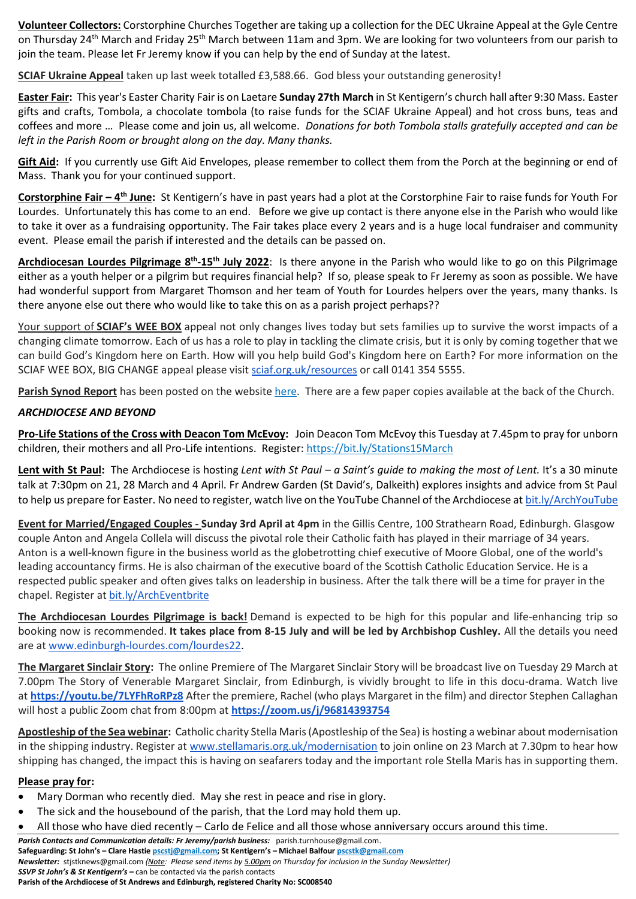**Volunteer Collectors:** Corstorphine Churches Together are taking up a collection for the DEC Ukraine Appeal at the Gyle Centre on Thursday 24th March and Friday 25th March between 11am and 3pm. We are looking for two volunteers from our parish to join the team. Please let Fr Jeremy know if you can help by the end of Sunday at the latest.

**SCIAF Ukraine Appeal** taken up last week totalled £3,588.66. God bless your outstanding generosity!

**Easter Fair:** This year's Easter Charity Fair is on Laetare **Sunday 27th March** in St Kentigern's church hall after 9:30 Mass. Easter gifts and crafts, Tombola, a chocolate tombola (to raise funds for the SCIAF Ukraine Appeal) and hot cross buns, teas and coffees and more … Please come and join us, all welcome. *Donations for both Tombola stalls gratefully accepted and can be left in the Parish Room or brought along on the day. Many thanks.*

**Gift Aid:** If you currently use Gift Aid Envelopes, please remember to collect them from the Porch at the beginning or end of Mass. Thank you for your continued support.

**Corstorphine Fair – 4th June:** St Kentigern's have in past years had a plot at the Corstorphine Fair to raise funds for Youth For Lourdes. Unfortunately this has come to an end. Before we give up contact is there anyone else in the Parish who would like to take it over as a fundraising opportunity. The Fair takes place every 2 years and is a huge local fundraiser and community event. Please email the parish if interested and the details can be passed on.

**Archdiocesan Lourdes Pilgrimage 8th-15th July 2022**: Is there anyone in the Parish who would like to go on this Pilgrimage either as a youth helper or a pilgrim but requires financial help? If so, please speak to Fr Jeremy as soon as possible. We have had wonderful support from Margaret Thomson and her team of Youth for Lourdes helpers over the years, many thanks. Is there anyone else out there who would like to take this on as a parish project perhaps??

Your support of **SCIAF's WEE BOX** appeal not only changes lives today but sets families up to survive the worst impacts of a changing climate tomorrow. Each of us has a role to play in tackling the climate crisis, but it is only by coming together that we can build God's Kingdom here on Earth. How will you help build God's Kingdom here on Earth? For more information on the SCIAF WEE BOX, BIG CHANGE appeal please visit sciaf.org.uk/resources or call 0141 354 5555.

**Parish Synod Report** has been posted on the website here. There are a few paper copies available at the back of the Church.

*ARCHDIOCESE AND BEYOND*

**Pro-Life Stations of the Cross with Deacon Tom McEvoy:** Join Deacon Tom McEvoy this Tuesday at 7.45pm to pray for unborn children, their mothers and all Pro-Life intentions. Register: https://bit.ly/Stations15March

**Lent with St Paul:** The Archdiocese is hosting *Lent with St Paul – a Saint's guide to making the most of Lent.* It's a 30 minute talk at 7:30pm on 21, 28 March and 4 April. Fr Andrew Garden (St David's, Dalkeith) explores insights and advice from St Paul to help us prepare for Easter. No need to register, watch live on the YouTube Channel of the Archdiocese at bit.ly/ArchYouTube

**Event for Married/Engaged Couples - Sunday 3rd April at 4pm** in the Gillis Centre, 100 Strathearn Road, Edinburgh. Glasgow couple Anton and Angela Collela will discuss the pivotal role their Catholic faith has played in their marriage of 34 years. Anton is a well-known figure in the business world as the globetrotting chief executive of Moore Global, one of the world's leading accountancy firms. He is also chairman of the executive board of the Scottish Catholic Education Service. He is a respected public speaker and often gives talks on leadership in business. After the talk there will be a time for prayer in the chapel. Register at bit.ly/ArchEventbrite

**The Archdiocesan Lourdes Pilgrimage is back!** Demand is expected to be high for this popular and life-enhancing trip so booking now is recommended. **It takes place from 8-15 July and will be led by Archbishop Cushley.** All the details you need are at www.edinburgh-lourdes.com/lourdes22.

**The Margaret Sinclair Story:** The online Premiere of The Margaret Sinclair Story will be broadcast live on Tuesday 29 March at 7.00pm The Story of Venerable Margaret Sinclair, from Edinburgh, is vividly brought to life in this docu-drama. Watch live at **https://youtu.be/7LYFhRoRPz8** After the premiere, Rachel (who plays Margaret in the film) and director Stephen Callaghan will host a public Zoom chat from 8:00pm at **https://zoom.us/j/96814393754**

**Apostleship of the Sea webinar:** Catholic charity Stella Maris (Apostleship of the Sea) is hosting a webinar about modernisation in the shipping industry. Register at www.stellamaris.org.uk/modernisation to join online on 23 March at 7.30pm to hear how shipping has changed, the impact this is having on seafarers today and the important role Stella Maris has in supporting them.

**Please pray for:**

- Mary Dorman who recently died. May she rest in peace and rise in glory.
- The sick and the housebound of the parish, that the Lord may hold them up.
- All those who have died recently – Carlo de Felice and all those whose anniversary occurs around this time.

***Parish Contacts and Communication details: Fr Jeremy/parish business:*** parish.turnhouse@gmail.com.
**Safeguarding: St John's – Clare Hastie pscstj@gmail.com; St Kentigern's – Michael Balfour pscstk@gmail.com**
***Newsletter:*** stjstknews@gmail.com *(Note: Please send items by 5.00pm on Thursday for inclusion in the Sunday Newsletter)*
***SSVP St John's & St Kentigern's –*** can be contacted via the parish contacts
**Parish of the Archdiocese of St Andrews and Edinburgh, registered Charity No: SC008540**